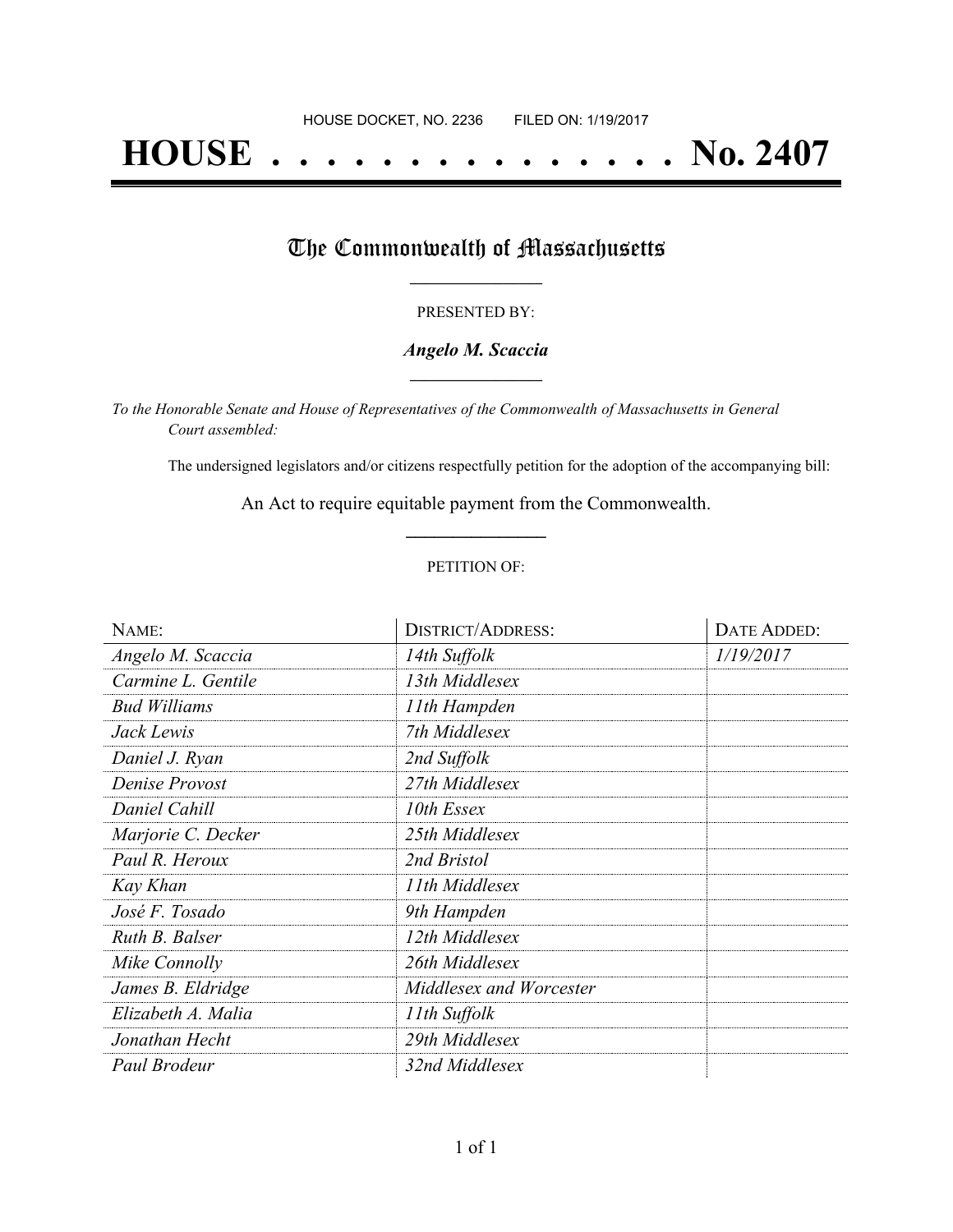HOUSE DOCKET, NO. 2236 FILED ON: 1/19/2017

# HOUSE . . . . . . . . . . . . . . . No. 2407

## The Commonwealth of Massachusetts

PRESENTED BY:

***Angelo M. Scaccia***

*To the Honorable Senate and House of Representatives of the Commonwealth of Massachusetts in General Court assembled:*

The undersigned legislators and/or citizens respectfully petition for the adoption of the accompanying bill:

An Act to require equitable payment from the Commonwealth.

PETITION OF:

| NAME: | DISTRICT/ADDRESS: | DATE ADDED: |
|---|---|---|
| *Angelo M. Scaccia* | *14th Suffolk* | *1/19/2017* |
| *Carmine L. Gentile* | *13th Middlesex* | |
| *Bud Williams* | *11th Hampden* | |
| *Jack Lewis* | *7th Middlesex* | |
| *Daniel J. Ryan* | *2nd Suffolk* | |
| *Denise Provost* | *27th Middlesex* | |
| *Daniel Cahill* | *10th Essex* | |
| *Marjorie C. Decker* | *25th Middlesex* | |
| *Paul R. Heroux* | *2nd Bristol* | |
| *Kay Khan* | *11th Middlesex* | |
| *José F. Tosado* | *9th Hampden* | |
| *Ruth B. Balser* | *12th Middlesex* | |
| *Mike Connolly* | *26th Middlesex* | |
| *James B. Eldridge* | *Middlesex and Worcester* | |
| *Elizabeth A. Malia* | *11th Suffolk* | |
| *Jonathan Hecht* | *29th Middlesex* | |
| *Paul Brodeur* | *32nd Middlesex* | |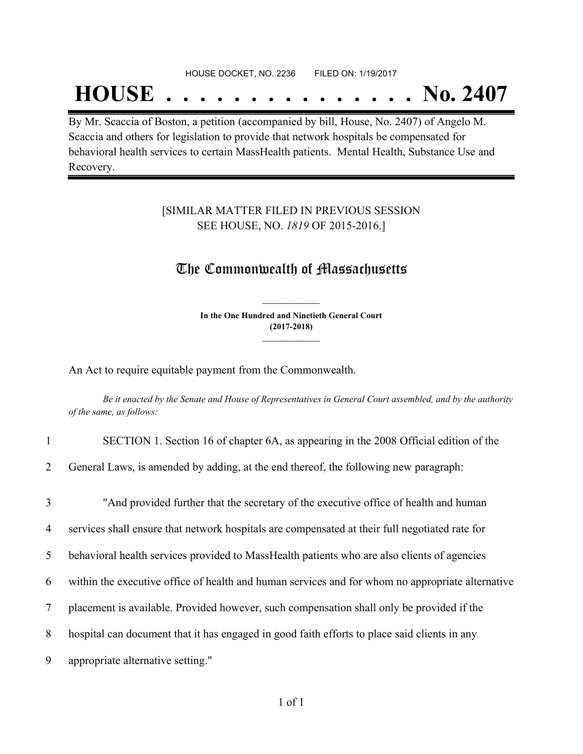HOUSE DOCKET, NO. 2236 FILED ON: 1/19/2017

# HOUSE . . . . . . . . . . . . . . . No. 2407

By Mr. Scaccia of Boston, a petition (accompanied by bill, House, No. 2407) of Angelo M. Scaccia and others for legislation to provide that network hospitals be compensated for behavioral health services to certain MassHealth patients. Mental Health, Substance Use and Recovery.

[SIMILAR MATTER FILED IN PREVIOUS SESSION
SEE HOUSE, NO. *1819* OF 2015-2016.]

## The Commonwealth of Massachusetts

**In the One Hundred and Ninetieth General Court**
**(2017-2018)**

An Act to require equitable payment from the Commonwealth.

*Be it enacted by the Senate and House of Representatives in General Court assembled, and by the authority of the same, as follows:*

1 SECTION 1. Section 16 of chapter 6A, as appearing in the 2008 Official edition of the
2 General Laws, is amended by adding, at the end thereof, the following new paragraph:

3 "And provided further that the secretary of the executive office of health and human
4 services shall ensure that network hospitals are compensated at their full negotiated rate for
5 behavioral health services provided to MassHealth patients who are also clients of agencies
6 within the executive office of health and human services and for whom no appropriate alternative
7 placement is available. Provided however, such compensation shall only be provided if the
8 hospital can document that it has engaged in good faith efforts to place said clients in any
9 appropriate alternative setting."